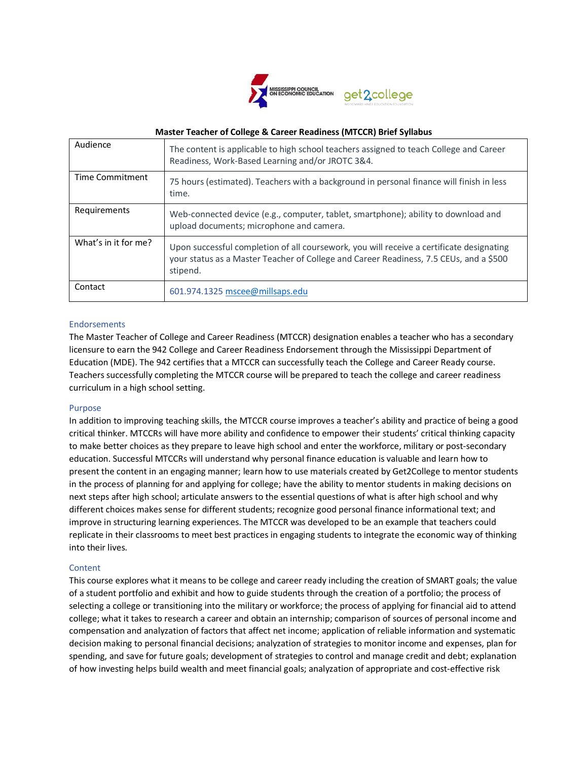**Master Teacher of College & Career Readiness (MTCCR) Brief Syllabus**

| | |
|---|---|
| Audience | The content is applicable to high school teachers assigned to teach College and Career Readiness, Work-Based Learning and/or JROTC 3&4. |
| Time Commitment | 75 hours (estimated). Teachers with a background in personal finance will finish in less time. |
| Requirements | Web-connected device (e.g., computer, tablet, smartphone); ability to download and upload documents; microphone and camera. |
| What's in it for me? | Upon successful completion of all coursework, you will receive a certificate designating your status as a Master Teacher of College and Career Readiness, 7.5 CEUs, and a $500 stipend. |
| Contact | 601.974.1325 mscee@millsaps.edu |

## Endorsements

The Master Teacher of College and Career Readiness (MTCCR) designation enables a teacher who has a secondary licensure to earn the 942 College and Career Readiness Endorsement through the Mississippi Department of Education (MDE). The 942 certifies that a MTCCR can successfully teach the College and Career Ready course. Teachers successfully completing the MTCCR course will be prepared to teach the college and career readiness curriculum in a high school setting.

## Purpose

In addition to improving teaching skills, the MTCCR course improves a teacher's ability and practice of being a good critical thinker. MTCCRs will have more ability and confidence to empower their students' critical thinking capacity to make better choices as they prepare to leave high school and enter the workforce, military or post-secondary education. Successful MTCCRs will understand why personal finance education is valuable and learn how to present the content in an engaging manner; learn how to use materials created by Get2College to mentor students in the process of planning for and applying for college; have the ability to mentor students in making decisions on next steps after high school; articulate answers to the essential questions of what is after high school and why different choices makes sense for different students; recognize good personal finance informational text; and improve in structuring learning experiences. The MTCCR was developed to be an example that teachers could replicate in their classrooms to meet best practices in engaging students to integrate the economic way of thinking into their lives.

## Content

This course explores what it means to be college and career ready including the creation of SMART goals; the value of a student portfolio and exhibit and how to guide students through the creation of a portfolio; the process of selecting a college or transitioning into the military or workforce; the process of applying for financial aid to attend college; what it takes to research a career and obtain an internship; comparison of sources of personal income and compensation and analyzation of factors that affect net income; application of reliable information and systematic decision making to personal financial decisions; analyzation of strategies to monitor income and expenses, plan for spending, and save for future goals; development of strategies to control and manage credit and debt; explanation of how investing helps build wealth and meet financial goals; analyzation of appropriate and cost-effective risk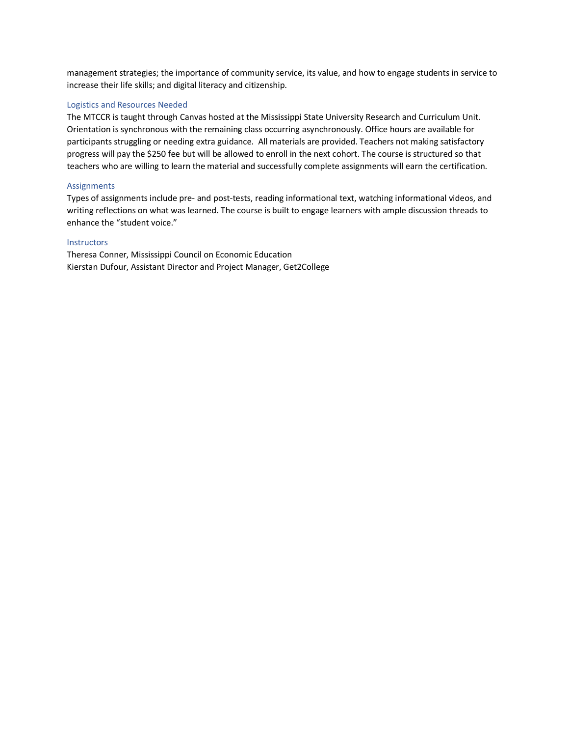management strategies; the importance of community service, its value, and how to engage students in service to increase their life skills; and digital literacy and citizenship.

## Logistics and Resources Needed

The MTCCR is taught through Canvas hosted at the Mississippi State University Research and Curriculum Unit. Orientation is synchronous with the remaining class occurring asynchronously. Office hours are available for participants struggling or needing extra guidance. All materials are provided. Teachers not making satisfactory progress will pay the $250 fee but will be allowed to enroll in the next cohort. The course is structured so that teachers who are willing to learn the material and successfully complete assignments will earn the certification.

## Assignments

Types of assignments include pre- and post-tests, reading informational text, watching informational videos, and writing reflections on what was learned. The course is built to engage learners with ample discussion threads to enhance the "student voice."

## Instructors

Theresa Conner, Mississippi Council on Economic Education
Kierstan Dufour, Assistant Director and Project Manager, Get2College